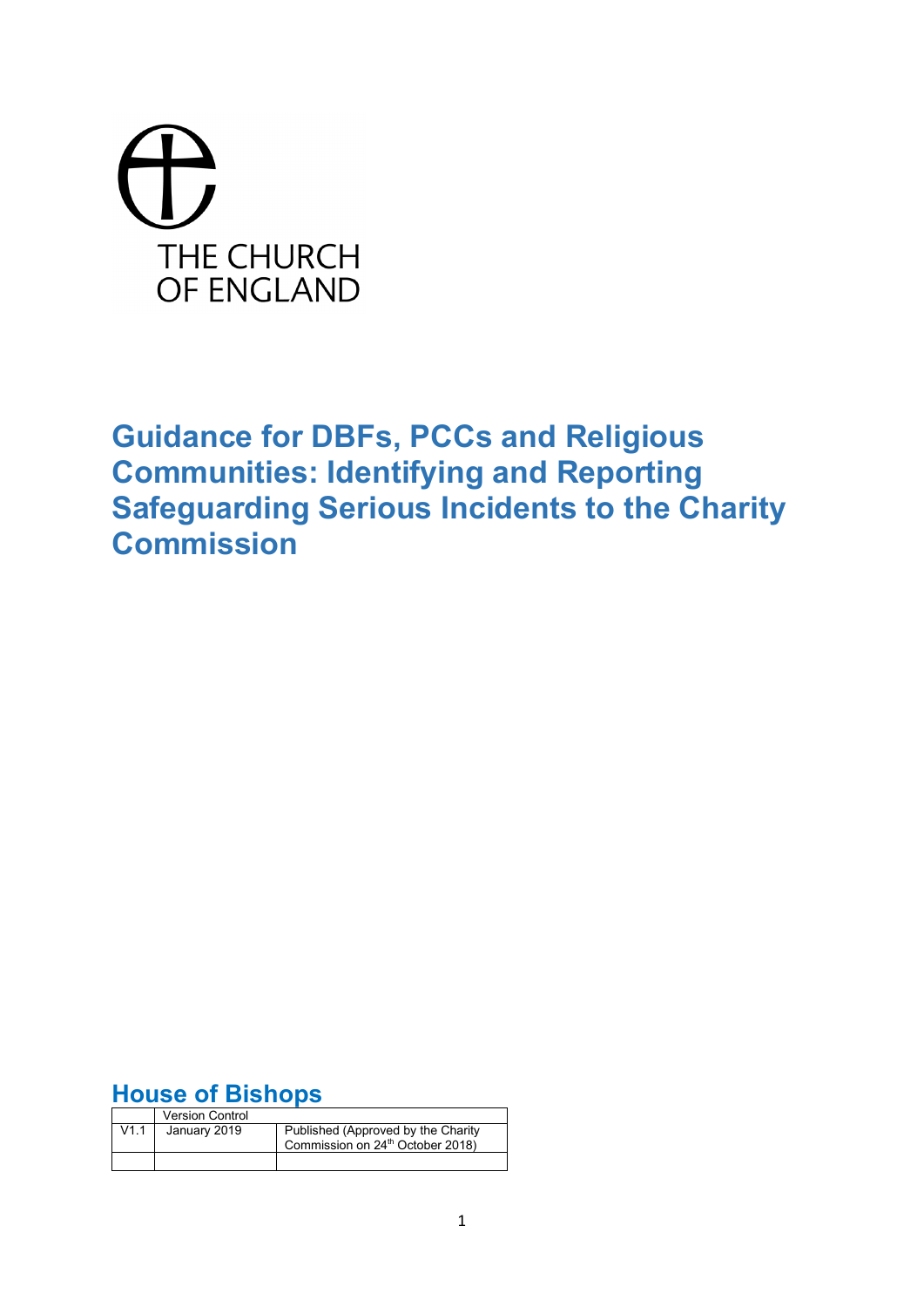THE CHURCH OF ENGLAND

# Guidance for DBFs, PCCs and Religious Communities: Identifying and Reporting Safeguarding Serious Incidents to the Charity Commission

## House of Bishops

| | Version Control | |
|---|---|---|
| V1.1 | January 2019 | Published (Approved by the Charity Commission on 24th October 2018) |
| | | |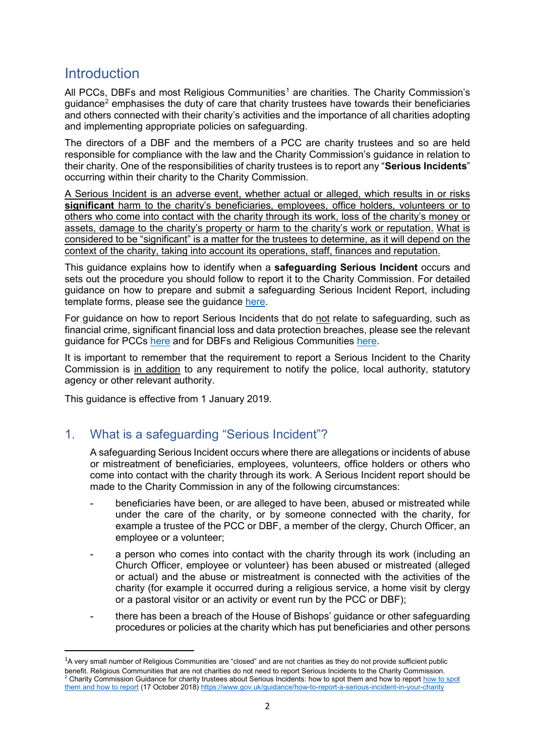## Introduction

All PCCs, DBFs and most Religious Communities[1] are charities. The Charity Commission's guidance[2] emphasises the duty of care that charity trustees have towards their beneficiaries and others connected with their charity's activities and the importance of all charities adopting and implementing appropriate policies on safeguarding.

The directors of a DBF and the members of a PCC are charity trustees and so are held responsible for compliance with the law and the Charity Commission's guidance in relation to their charity. One of the responsibilities of charity trustees is to report any "**Serious Incidents**" occurring within their charity to the Charity Commission.

<u>A Serious Incident is an adverse event, whether actual or alleged, which results in or risks **significant** harm to the charity's beneficiaries, employees, office holders, volunteers or to others who come into contact with the charity through its work, loss of the charity's money or assets, damage to the charity's property or harm to the charity's work or reputation. What is considered to be "significant" is a matter for the trustees to determine, as it will depend on the context of the charity, taking into account its operations, staff, finances and reputation.</u>

This guidance explains how to identify when a **safeguarding Serious Incident** occurs and sets out the procedure you should follow to report it to the Charity Commission. For detailed guidance on how to prepare and submit a safeguarding Serious Incident Report, including template forms, please see the guidance [here](#).

For guidance on how to report Serious Incidents that do <u>not</u> relate to safeguarding, such as financial crime, significant financial loss and data protection breaches, please see the relevant guidance for PCCs [here](#) and for DBFs and Religious Communities [here](#).

It is important to remember that the requirement to report a Serious Incident to the Charity Commission is <u>in addition</u> to any requirement to notify the police, local authority, statutory agency or other relevant authority.

This guidance is effective from 1 January 2019.

## 1. What is a safeguarding "Serious Incident"?

A safeguarding Serious Incident occurs where there are allegations or incidents of abuse or mistreatment of beneficiaries, employees, volunteers, office holders or others who come into contact with the charity through its work. A Serious Incident report should be made to the Charity Commission in any of the following circumstances:

- beneficiaries have been, or are alleged to have been, abused or mistreated while under the care of the charity, or by someone connected with the charity, for example a trustee of the PCC or DBF, a member of the clergy, Church Officer, an employee or a volunteer;
- a person who comes into contact with the charity through its work (including an Church Officer, employee or volunteer) has been abused or mistreated (alleged or actual) and the abuse or mistreatment is connected with the activities of the charity (for example it occurred during a religious service, a home visit by clergy or a pastoral visitor or an activity or event run by the PCC or DBF);
- there has been a breach of the House of Bishops' guidance or other safeguarding procedures or policies at the charity which has put beneficiaries and other persons

---

[1] A very small number of Religious Communities are "closed" and are not charities as they do not provide sufficient public benefit. Religious Communities that are not charities do not need to report Serious Incidents to the Charity Commission.

[2] Charity Commission Guidance for charity trustees about Serious Incidents: how to spot them and how to report [how to spot them and how to report](https://www.gov.uk/guidance/how-to-report-a-serious-incident-in-your-charity) (17 October 2018) https://www.gov.uk/guidance/how-to-report-a-serious-incident-in-your-charity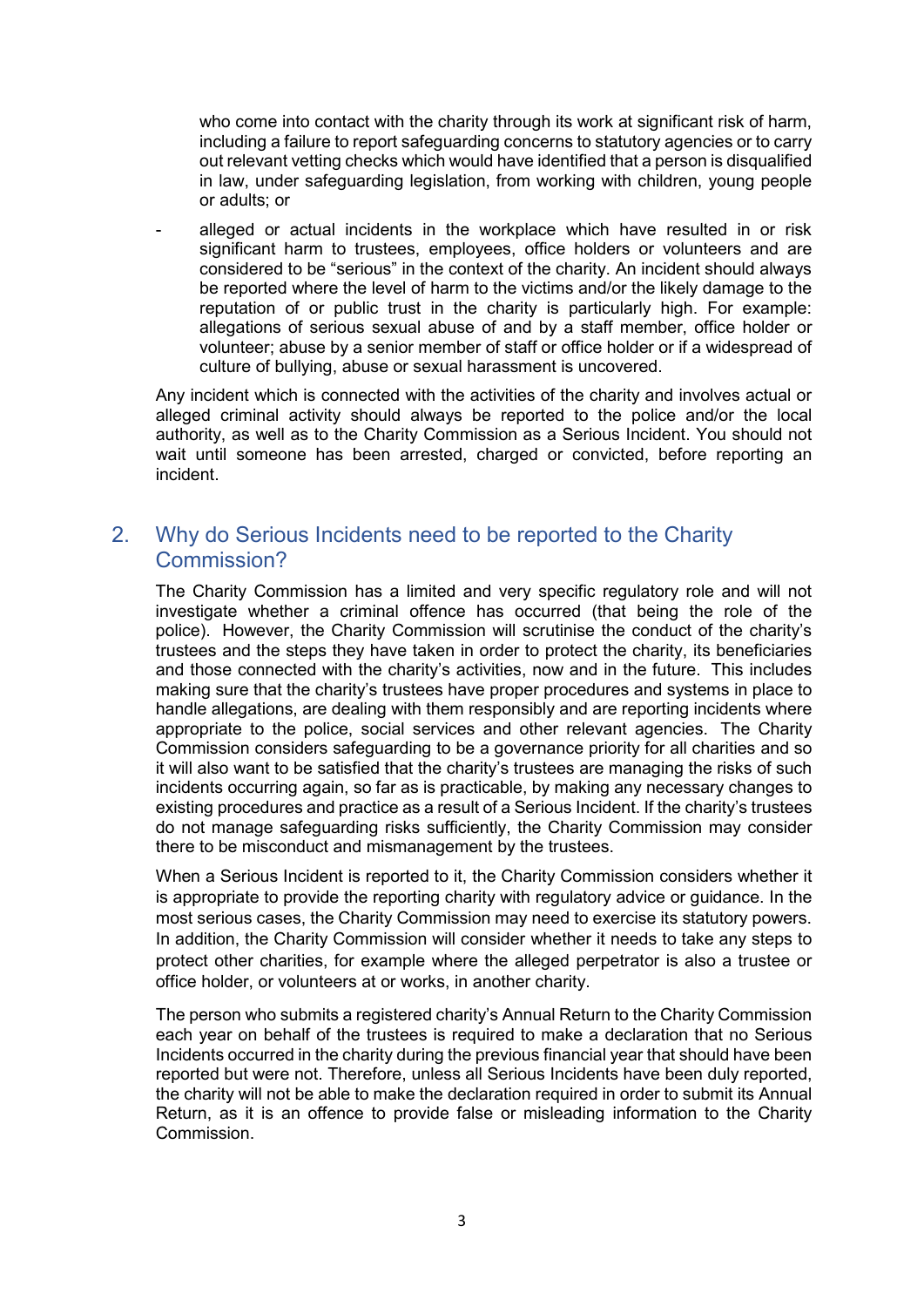who come into contact with the charity through its work at significant risk of harm, including a failure to report safeguarding concerns to statutory agencies or to carry out relevant vetting checks which would have identified that a person is disqualified in law, under safeguarding legislation, from working with children, young people or adults; or

- alleged or actual incidents in the workplace which have resulted in or risk significant harm to trustees, employees, office holders or volunteers and are considered to be "serious" in the context of the charity. An incident should always be reported where the level of harm to the victims and/or the likely damage to the reputation of or public trust in the charity is particularly high. For example: allegations of serious sexual abuse of and by a staff member, office holder or volunteer; abuse by a senior member of staff or office holder or if a widespread of culture of bullying, abuse or sexual harassment is uncovered.

Any incident which is connected with the activities of the charity and involves actual or alleged criminal activity should always be reported to the police and/or the local authority, as well as to the Charity Commission as a Serious Incident. You should not wait until someone has been arrested, charged or convicted, before reporting an incident.

## 2. Why do Serious Incidents need to be reported to the Charity Commission?

The Charity Commission has a limited and very specific regulatory role and will not investigate whether a criminal offence has occurred (that being the role of the police). However, the Charity Commission will scrutinise the conduct of the charity's trustees and the steps they have taken in order to protect the charity, its beneficiaries and those connected with the charity's activities, now and in the future. This includes making sure that the charity's trustees have proper procedures and systems in place to handle allegations, are dealing with them responsibly and are reporting incidents where appropriate to the police, social services and other relevant agencies. The Charity Commission considers safeguarding to be a governance priority for all charities and so it will also want to be satisfied that the charity's trustees are managing the risks of such incidents occurring again, so far as is practicable, by making any necessary changes to existing procedures and practice as a result of a Serious Incident. If the charity's trustees do not manage safeguarding risks sufficiently, the Charity Commission may consider there to be misconduct and mismanagement by the trustees.

When a Serious Incident is reported to it, the Charity Commission considers whether it is appropriate to provide the reporting charity with regulatory advice or guidance. In the most serious cases, the Charity Commission may need to exercise its statutory powers. In addition, the Charity Commission will consider whether it needs to take any steps to protect other charities, for example where the alleged perpetrator is also a trustee or office holder, or volunteers at or works, in another charity.

The person who submits a registered charity's Annual Return to the Charity Commission each year on behalf of the trustees is required to make a declaration that no Serious Incidents occurred in the charity during the previous financial year that should have been reported but were not. Therefore, unless all Serious Incidents have been duly reported, the charity will not be able to make the declaration required in order to submit its Annual Return, as it is an offence to provide false or misleading information to the Charity Commission.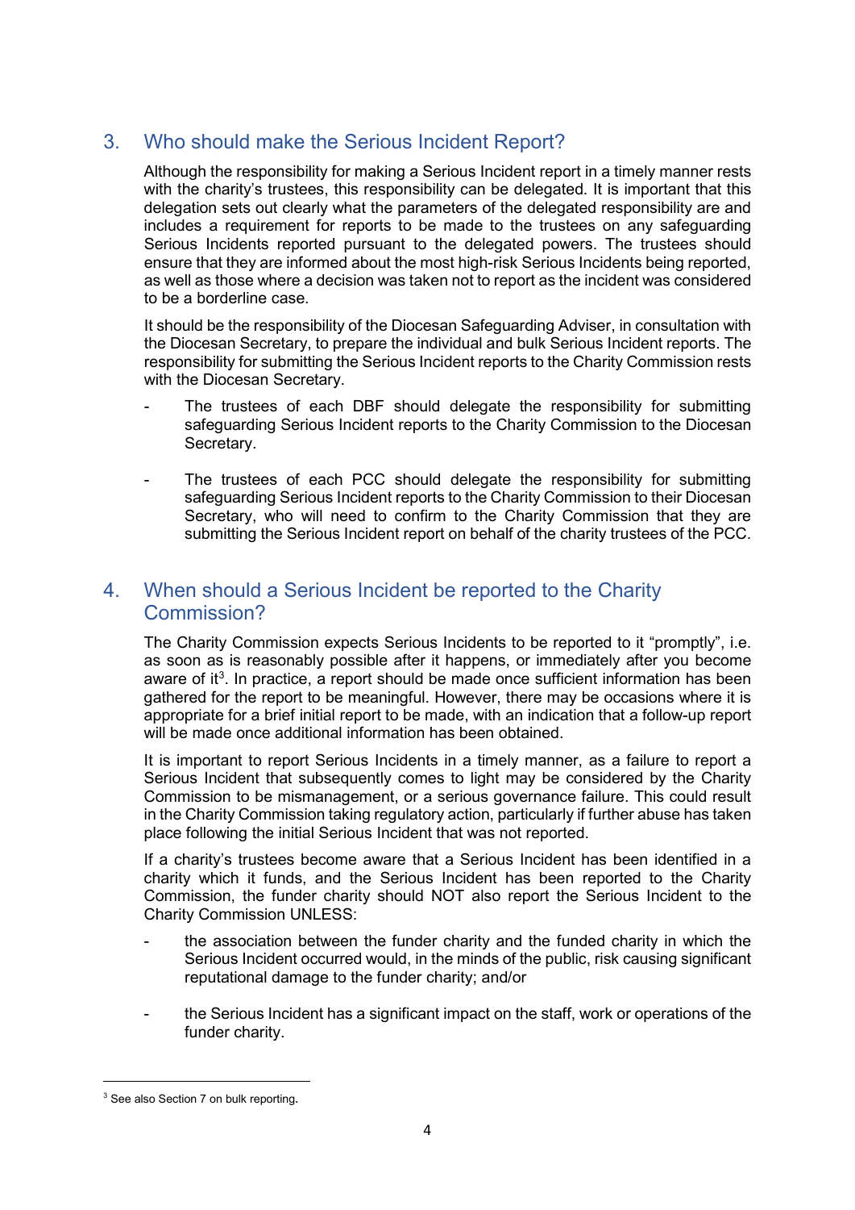## 3. Who should make the Serious Incident Report?

Although the responsibility for making a Serious Incident report in a timely manner rests with the charity's trustees, this responsibility can be delegated. It is important that this delegation sets out clearly what the parameters of the delegated responsibility are and includes a requirement for reports to be made to the trustees on any safeguarding Serious Incidents reported pursuant to the delegated powers. The trustees should ensure that they are informed about the most high-risk Serious Incidents being reported, as well as those where a decision was taken not to report as the incident was considered to be a borderline case.

It should be the responsibility of the Diocesan Safeguarding Adviser, in consultation with the Diocesan Secretary, to prepare the individual and bulk Serious Incident reports. The responsibility for submitting the Serious Incident reports to the Charity Commission rests with the Diocesan Secretary.

- The trustees of each DBF should delegate the responsibility for submitting safeguarding Serious Incident reports to the Charity Commission to the Diocesan Secretary.
- The trustees of each PCC should delegate the responsibility for submitting safeguarding Serious Incident reports to the Charity Commission to their Diocesan Secretary, who will need to confirm to the Charity Commission that they are submitting the Serious Incident report on behalf of the charity trustees of the PCC.

## 4. When should a Serious Incident be reported to the Charity Commission?

The Charity Commission expects Serious Incidents to be reported to it "promptly", i.e. as soon as is reasonably possible after it happens, or immediately after you become aware of it[3]. In practice, a report should be made once sufficient information has been gathered for the report to be meaningful. However, there may be occasions where it is appropriate for a brief initial report to be made, with an indication that a follow-up report will be made once additional information has been obtained.

It is important to report Serious Incidents in a timely manner, as a failure to report a Serious Incident that subsequently comes to light may be considered by the Charity Commission to be mismanagement, or a serious governance failure. This could result in the Charity Commission taking regulatory action, particularly if further abuse has taken place following the initial Serious Incident that was not reported.

If a charity's trustees become aware that a Serious Incident has been identified in a charity which it funds, and the Serious Incident has been reported to the Charity Commission, the funder charity should NOT also report the Serious Incident to the Charity Commission UNLESS:

- the association between the funder charity and the funded charity in which the Serious Incident occurred would, in the minds of the public, risk causing significant reputational damage to the funder charity; and/or
- the Serious Incident has a significant impact on the staff, work or operations of the funder charity.

[3] See also Section 7 on bulk reporting.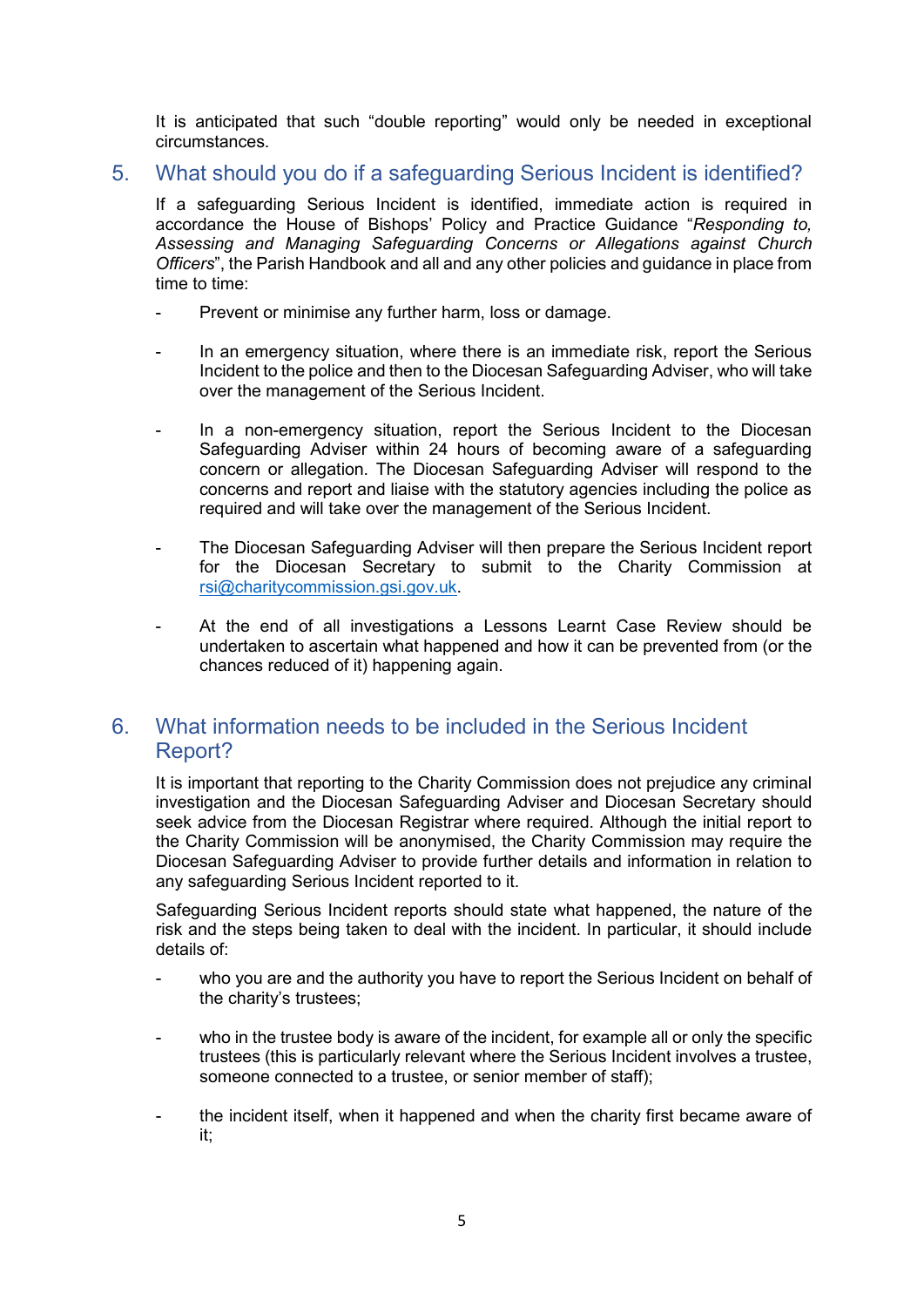It is anticipated that such "double reporting" would only be needed in exceptional circumstances.

## 5. What should you do if a safeguarding Serious Incident is identified?

If a safeguarding Serious Incident is identified, immediate action is required in accordance the House of Bishops' Policy and Practice Guidance "*Responding to, Assessing and Managing Safeguarding Concerns or Allegations against Church Officers*", the Parish Handbook and all and any other policies and guidance in place from time to time:

- Prevent or minimise any further harm, loss or damage.
- In an emergency situation, where there is an immediate risk, report the Serious Incident to the police and then to the Diocesan Safeguarding Adviser, who will take over the management of the Serious Incident.
- In a non-emergency situation, report the Serious Incident to the Diocesan Safeguarding Adviser within 24 hours of becoming aware of a safeguarding concern or allegation. The Diocesan Safeguarding Adviser will respond to the concerns and report and liaise with the statutory agencies including the police as required and will take over the management of the Serious Incident.
- The Diocesan Safeguarding Adviser will then prepare the Serious Incident report for the Diocesan Secretary to submit to the Charity Commission at rsi@charitycommission.gsi.gov.uk.
- At the end of all investigations a Lessons Learnt Case Review should be undertaken to ascertain what happened and how it can be prevented from (or the chances reduced of it) happening again.

## 6. What information needs to be included in the Serious Incident Report?

It is important that reporting to the Charity Commission does not prejudice any criminal investigation and the Diocesan Safeguarding Adviser and Diocesan Secretary should seek advice from the Diocesan Registrar where required. Although the initial report to the Charity Commission will be anonymised, the Charity Commission may require the Diocesan Safeguarding Adviser to provide further details and information in relation to any safeguarding Serious Incident reported to it.

Safeguarding Serious Incident reports should state what happened, the nature of the risk and the steps being taken to deal with the incident. In particular, it should include details of:

- who you are and the authority you have to report the Serious Incident on behalf of the charity's trustees;
- who in the trustee body is aware of the incident, for example all or only the specific trustees (this is particularly relevant where the Serious Incident involves a trustee, someone connected to a trustee, or senior member of staff);
- the incident itself, when it happened and when the charity first became aware of it;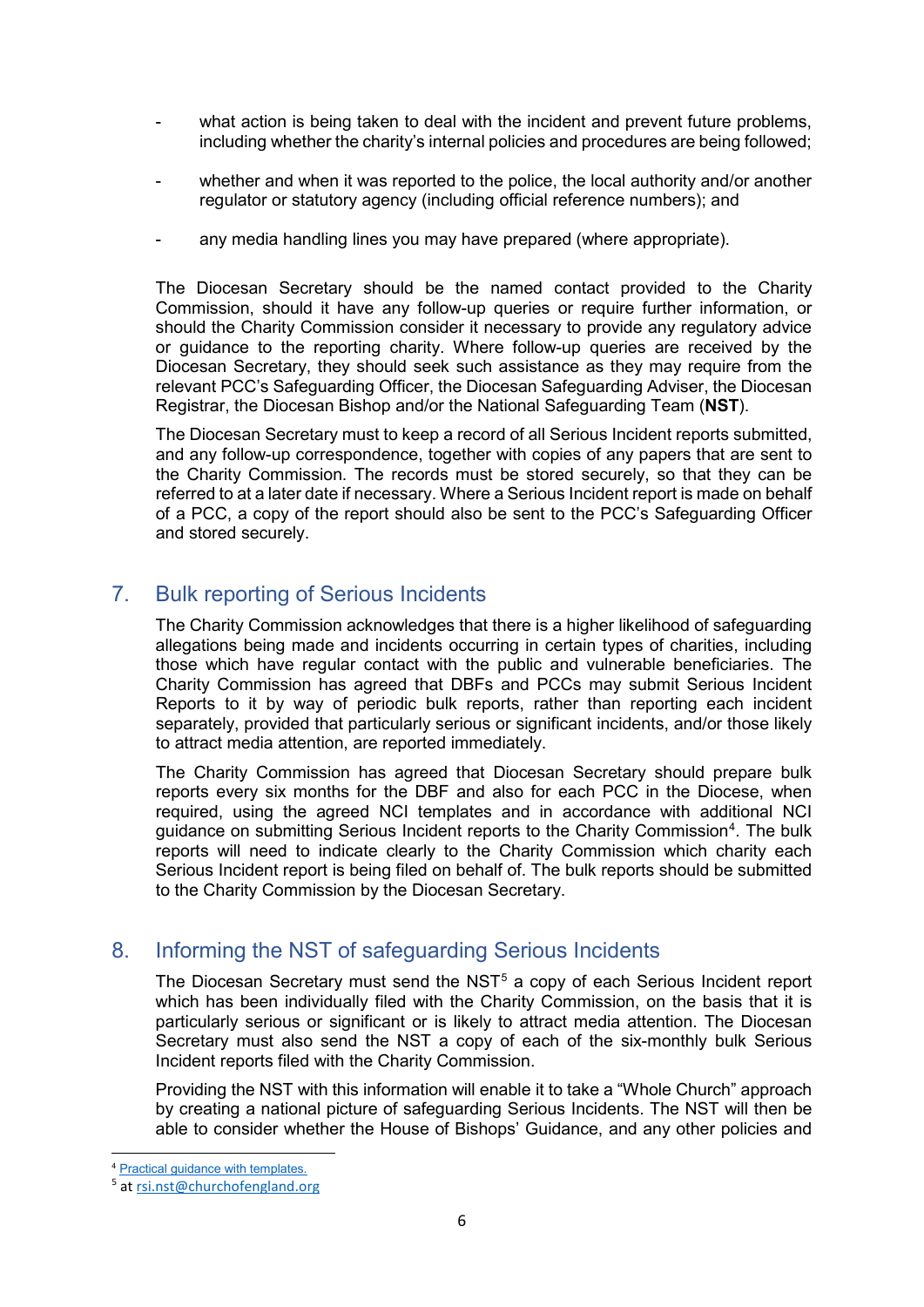- what action is being taken to deal with the incident and prevent future problems, including whether the charity's internal policies and procedures are being followed;
- whether and when it was reported to the police, the local authority and/or another regulator or statutory agency (including official reference numbers); and
- any media handling lines you may have prepared (where appropriate).

The Diocesan Secretary should be the named contact provided to the Charity Commission, should it have any follow-up queries or require further information, or should the Charity Commission consider it necessary to provide any regulatory advice or guidance to the reporting charity. Where follow-up queries are received by the Diocesan Secretary, they should seek such assistance as they may require from the relevant PCC's Safeguarding Officer, the Diocesan Safeguarding Adviser, the Diocesan Registrar, the Diocesan Bishop and/or the National Safeguarding Team (**NST**).

The Diocesan Secretary must to keep a record of all Serious Incident reports submitted, and any follow-up correspondence, together with copies of any papers that are sent to the Charity Commission. The records must be stored securely, so that they can be referred to at a later date if necessary. Where a Serious Incident report is made on behalf of a PCC, a copy of the report should also be sent to the PCC's Safeguarding Officer and stored securely.

## 7. Bulk reporting of Serious Incidents

The Charity Commission acknowledges that there is a higher likelihood of safeguarding allegations being made and incidents occurring in certain types of charities, including those which have regular contact with the public and vulnerable beneficiaries. The Charity Commission has agreed that DBFs and PCCs may submit Serious Incident Reports to it by way of periodic bulk reports, rather than reporting each incident separately, provided that particularly serious or significant incidents, and/or those likely to attract media attention, are reported immediately.

The Charity Commission has agreed that Diocesan Secretary should prepare bulk reports every six months for the DBF and also for each PCC in the Diocese, when required, using the agreed NCI templates and in accordance with additional NCI guidance on submitting Serious Incident reports to the Charity Commission[4]. The bulk reports will need to indicate clearly to the Charity Commission which charity each Serious Incident report is being filed on behalf of. The bulk reports should be submitted to the Charity Commission by the Diocesan Secretary.

## 8. Informing the NST of safeguarding Serious Incidents

The Diocesan Secretary must send the NST[5] a copy of each Serious Incident report which has been individually filed with the Charity Commission, on the basis that it is particularly serious or significant or is likely to attract media attention. The Diocesan Secretary must also send the NST a copy of each of the six-monthly bulk Serious Incident reports filed with the Charity Commission.

Providing the NST with this information will enable it to take a "Whole Church" approach by creating a national picture of safeguarding Serious Incidents. The NST will then be able to consider whether the House of Bishops' Guidance, and any other policies and

---

[4] Practical guidance with templates.

[5] at rsi.nst@churchofengland.org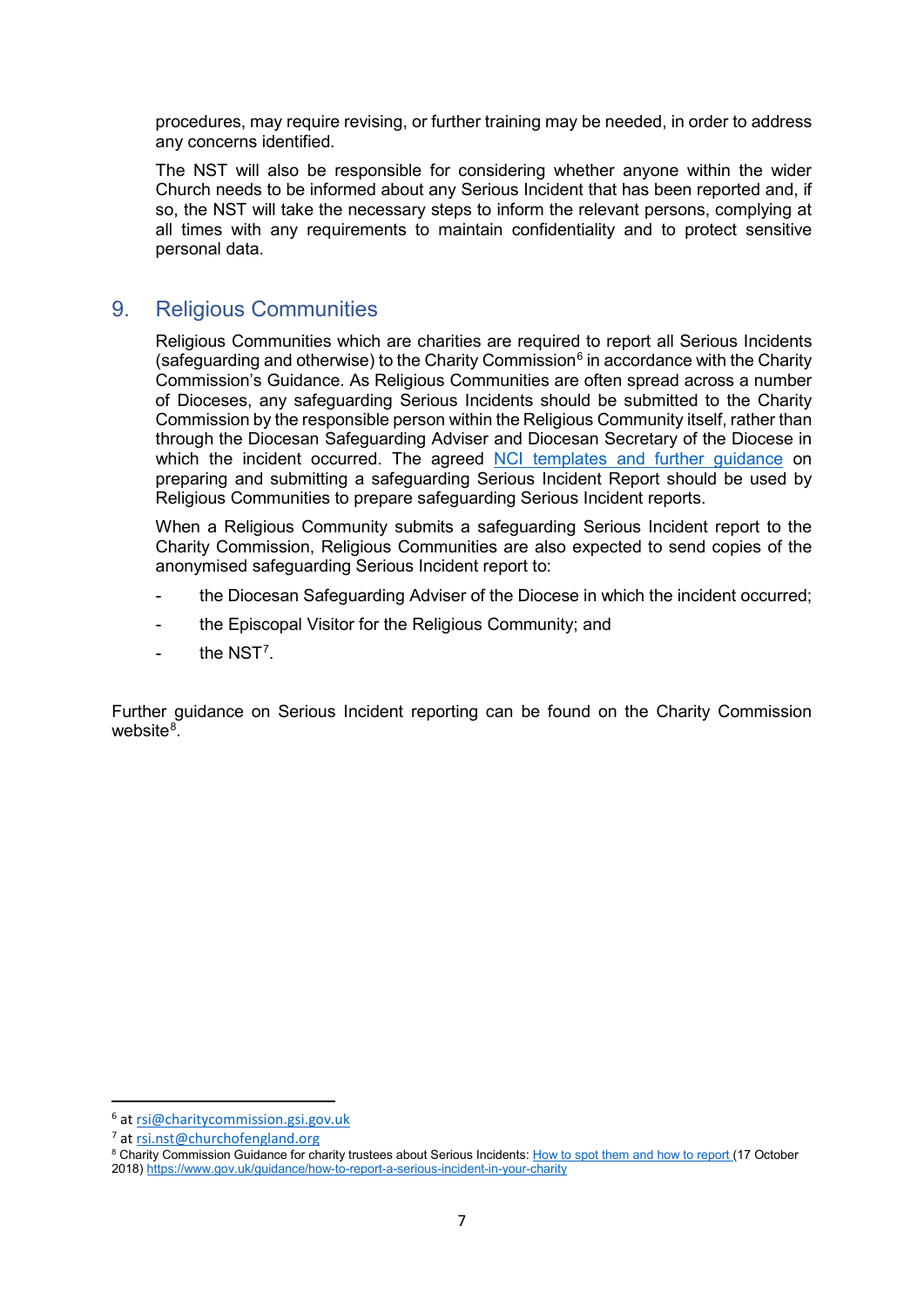procedures, may require revising, or further training may be needed, in order to address any concerns identified.

The NST will also be responsible for considering whether anyone within the wider Church needs to be informed about any Serious Incident that has been reported and, if so, the NST will take the necessary steps to inform the relevant persons, complying at all times with any requirements to maintain confidentiality and to protect sensitive personal data.

## 9. Religious Communities

Religious Communities which are charities are required to report all Serious Incidents (safeguarding and otherwise) to the Charity Commission[6] in accordance with the Charity Commission's Guidance. As Religious Communities are often spread across a number of Dioceses, any safeguarding Serious Incidents should be submitted to the Charity Commission by the responsible person within the Religious Community itself, rather than through the Diocesan Safeguarding Adviser and Diocesan Secretary of the Diocese in which the incident occurred. The agreed NCI templates and further guidance on preparing and submitting a safeguarding Serious Incident Report should be used by Religious Communities to prepare safeguarding Serious Incident reports.

When a Religious Community submits a safeguarding Serious Incident report to the Charity Commission, Religious Communities are also expected to send copies of the anonymised safeguarding Serious Incident report to:

- the Diocesan Safeguarding Adviser of the Diocese in which the incident occurred;
- the Episcopal Visitor for the Religious Community; and
- the NST[7].

Further guidance on Serious Incident reporting can be found on the Charity Commission website[8].

---

[6] at rsi@charitycommission.gsi.gov.uk

[7] at rsi.nst@churchofengland.org

[8] Charity Commission Guidance for charity trustees about Serious Incidents: How to spot them and how to report (17 October 2018) https://www.gov.uk/guidance/how-to-report-a-serious-incident-in-your-charity